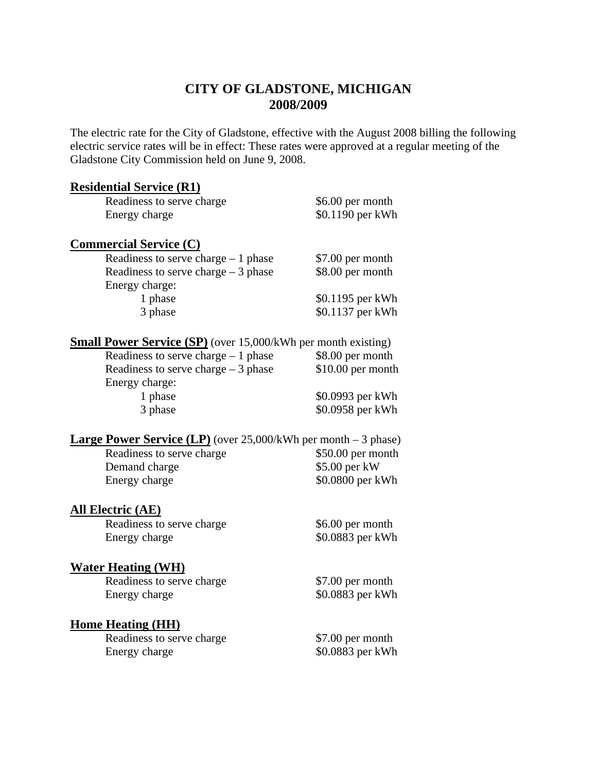# CITY OF GLADSTONE, MICHIGAN
## 2008/2009

The electric rate for the City of Gladstone, effective with the August 2008 billing the following electric service rates will be in effect: These rates were approved at a regular meeting of the Gladstone City Commission held on June 9, 2008.

**<u>Residential Service (R1)</u>**

| | |
|---|---|
| Readiness to serve charge | $6.00 per month |
| Energy charge | $0.1190 per kWh |

**<u>Commercial Service (C)</u>**

| | |
|---|---|
| Readiness to serve charge – 1 phase | $7.00 per month |
| Readiness to serve charge – 3 phase | $8.00 per month |
| Energy charge: | |
| 1 phase | $0.1195 per kWh |
| 3 phase | $0.1137 per kWh |

**<u>Small Power Service (SP)</u>** (over 15,000/kWh per month existing)

| | |
|---|---|
| Readiness to serve charge – 1 phase | $8.00 per month |
| Readiness to serve charge – 3 phase | $10.00 per month |
| Energy charge: | |
| 1 phase | $0.0993 per kWh |
| 3 phase | $0.0958 per kWh |

**<u>Large Power Service (LP)</u>** (over 25,000/kWh per month – 3 phase)

| | |
|---|---|
| Readiness to serve charge | $50.00 per month |
| Demand charge | $5.00 per kW |
| Energy charge | $0.0800 per kWh |

**<u>All Electric (AE)</u>**

| | |
|---|---|
| Readiness to serve charge | $6.00 per month |
| Energy charge | $0.0883 per kWh |

**<u>Water Heating (WH)</u>**

| | |
|---|---|
| Readiness to serve charge | $7.00 per month |
| Energy charge | $0.0883 per kWh |

**<u>Home Heating (HH)</u>**

| | |
|---|---|
| Readiness to serve charge | $7.00 per month |
| Energy charge | $0.0883 per kWh |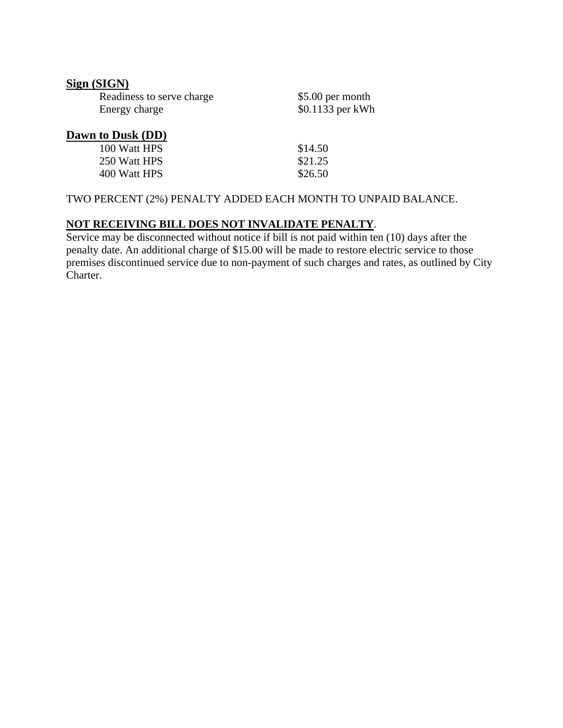**Sign (SIGN)**

| | |
|---|---|
| Readiness to serve charge | $5.00 per month |
| Energy charge | $0.1133 per kWh |

**Dawn to Dusk (DD)**

| | |
|---|---|
| 100 Watt HPS | $14.50 |
| 250 Watt HPS | $21.25 |
| 400 Watt HPS | $26.50 |

TWO PERCENT (2%) PENALTY ADDED EACH MONTH TO UNPAID BALANCE.

**NOT RECEIVING BILL DOES NOT INVALIDATE PENALTY**.
Service may be disconnected without notice if bill is not paid within ten (10) days after the penalty date. An additional charge of $15.00 will be made to restore electric service to those premises discontinued service due to non-payment of such charges and rates, as outlined by City Charter.